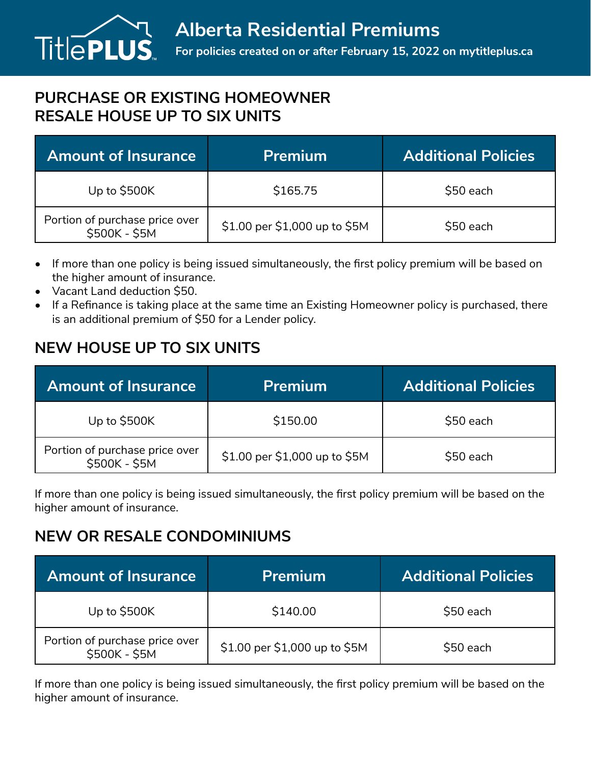# Alberta Residential Premiums

**For policies created on or after February 15, 2022 on mytitleplus.ca**

## PURCHASE OR EXISTING HOMEOWNER RESALE HOUSE UP TO SIX UNITS

| Amount of Insurance | Premium | Additional Policies |
| --- | --- | --- |
| Up to $500K | $165.75 | $50 each |
| Portion of purchase price over $500K - $5M | $1.00 per $1,000 up to $5M | $50 each |

- If more than one policy is being issued simultaneously, the first policy premium will be based on the higher amount of insurance.
- Vacant Land deduction $50.
- If a Refinance is taking place at the same time an Existing Homeowner policy is purchased, there is an additional premium of $50 for a Lender policy.

## NEW HOUSE UP TO SIX UNITS

| Amount of Insurance | Premium | Additional Policies |
| --- | --- | --- |
| Up to $500K | $150.00 | $50 each |
| Portion of purchase price over $500K - $5M | $1.00 per $1,000 up to $5M | $50 each |

If more than one policy is being issued simultaneously, the first policy premium will be based on the higher amount of insurance.

## NEW OR RESALE CONDOMINIUMS

| Amount of Insurance | Premium | Additional Policies |
| --- | --- | --- |
| Up to $500K | $140.00 | $50 each |
| Portion of purchase price over $500K - $5M | $1.00 per $1,000 up to $5M | $50 each |

If more than one policy is being issued simultaneously, the first policy premium will be based on the higher amount of insurance.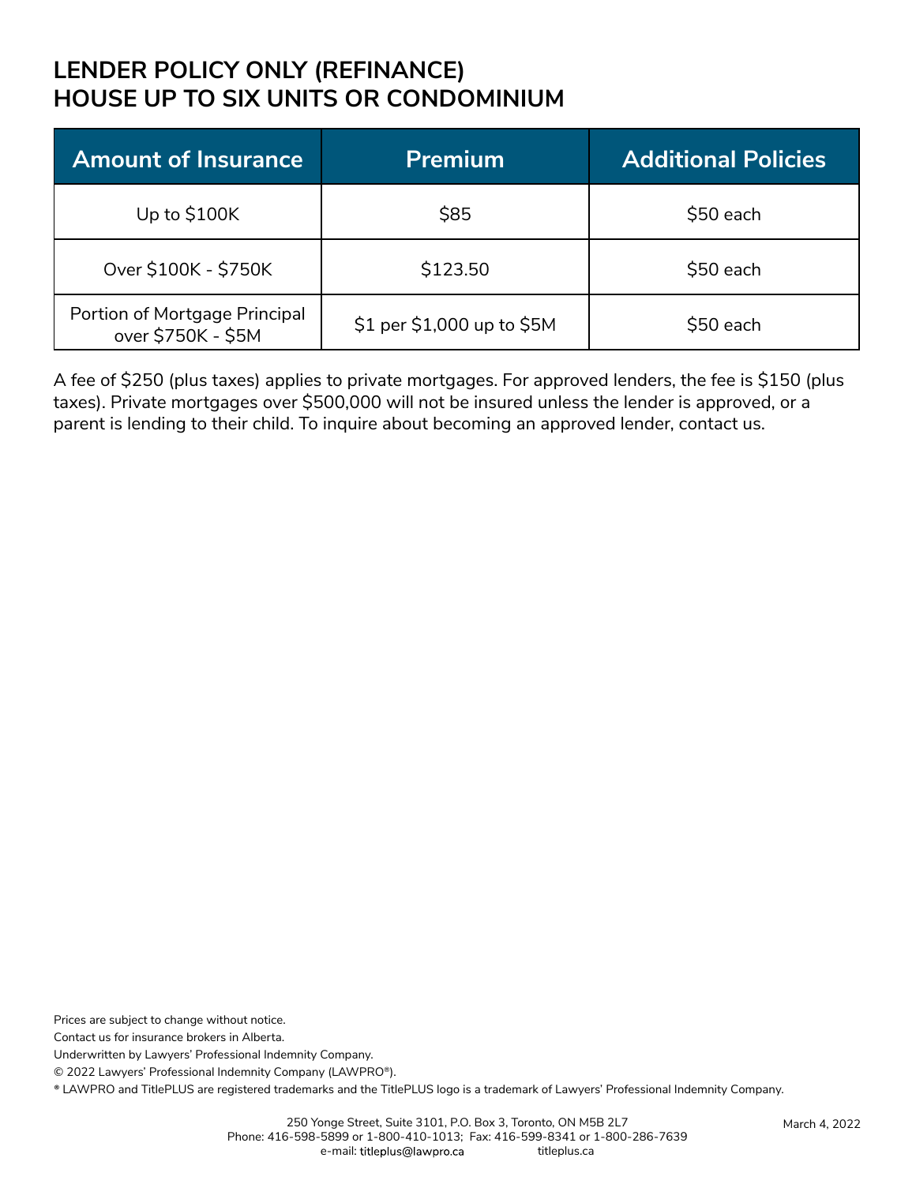# LENDER POLICY ONLY (REFINANCE)
# HOUSE UP TO SIX UNITS OR CONDOMINIUM

| Amount of Insurance | Premium | Additional Policies |
|---|---|---|
| Up to $100K | $85 | $50 each |
| Over $100K - $750K | $123.50 | $50 each |
| Portion of Mortgage Principal over $750K - $5M | $1 per $1,000 up to $5M | $50 each |

A fee of $250 (plus taxes) applies to private mortgages. For approved lenders, the fee is $150 (plus taxes). Private mortgages over $500,000 will not be insured unless the lender is approved, or a parent is lending to their child. To inquire about becoming an approved lender, contact us.

Prices are subject to change without notice.

Contact us for insurance brokers in Alberta.

Underwritten by Lawyers' Professional Indemnity Company.

© 2022 Lawyers' Professional Indemnity Company (LAWPRO®).

® LAWPRO and TitlePLUS are registered trademarks and the TitlePLUS logo is a trademark of Lawyers' Professional Indemnity Company.

250 Yonge Street, Suite 3101, P.O. Box 3, Toronto, ON M5B 2L7
Phone: 416-598-5899 or 1-800-410-1013; Fax: 416-599-8341 or 1-800-286-7639
e-mail: titleplus@lawpro.ca titleplus.ca

March 4, 2022